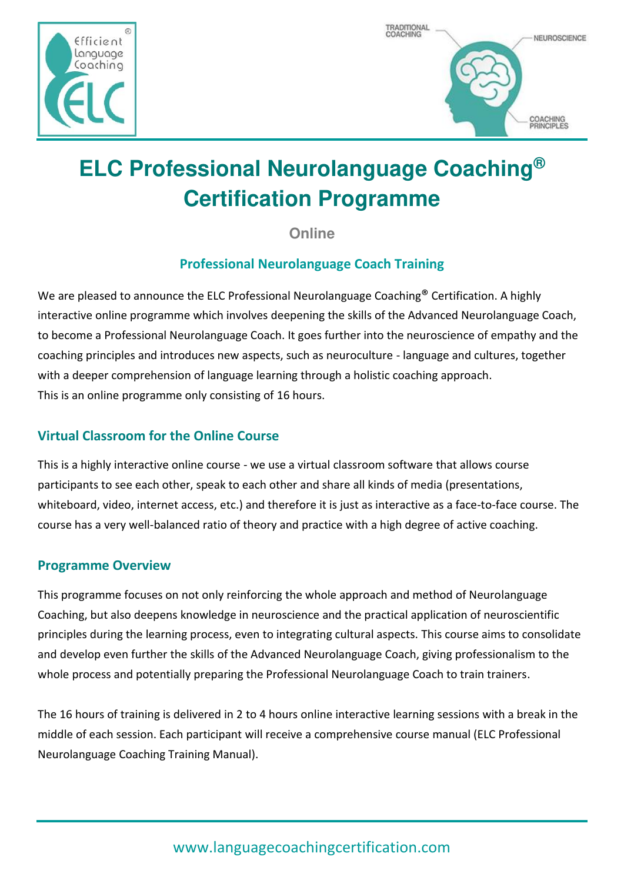# ELC Professional Neurolanguage Coaching® Certification Programme

**Online**

### Professional Neurolanguage Coach Training

We are pleased to announce the ELC Professional Neurolanguage Coaching® Certification. A highly interactive online programme which involves deepening the skills of the Advanced Neurolanguage Coach, to become a Professional Neurolanguage Coach. It goes further into the neuroscience of empathy and the coaching principles and introduces new aspects, such as neuroculture - language and cultures, together with a deeper comprehension of language learning through a holistic coaching approach.
This is an online programme only consisting of 16 hours.

## Virtual Classroom for the Online Course

This is a highly interactive online course - we use a virtual classroom software that allows course participants to see each other, speak to each other and share all kinds of media (presentations, whiteboard, video, internet access, etc.) and therefore it is just as interactive as a face-to-face course. The course has a very well-balanced ratio of theory and practice with a high degree of active coaching.

## Programme Overview

This programme focuses on not only reinforcing the whole approach and method of Neurolanguage Coaching, but also deepens knowledge in neuroscience and the practical application of neuroscientific principles during the learning process, even to integrating cultural aspects. This course aims to consolidate and develop even further the skills of the Advanced Neurolanguage Coach, giving professionalism to the whole process and potentially preparing the Professional Neurolanguage Coach to train trainers.

The 16 hours of training is delivered in 2 to 4 hours online interactive learning sessions with a break in the middle of each session. Each participant will receive a comprehensive course manual (ELC Professional Neurolanguage Coaching Training Manual).

www.languagecoachingcertification.com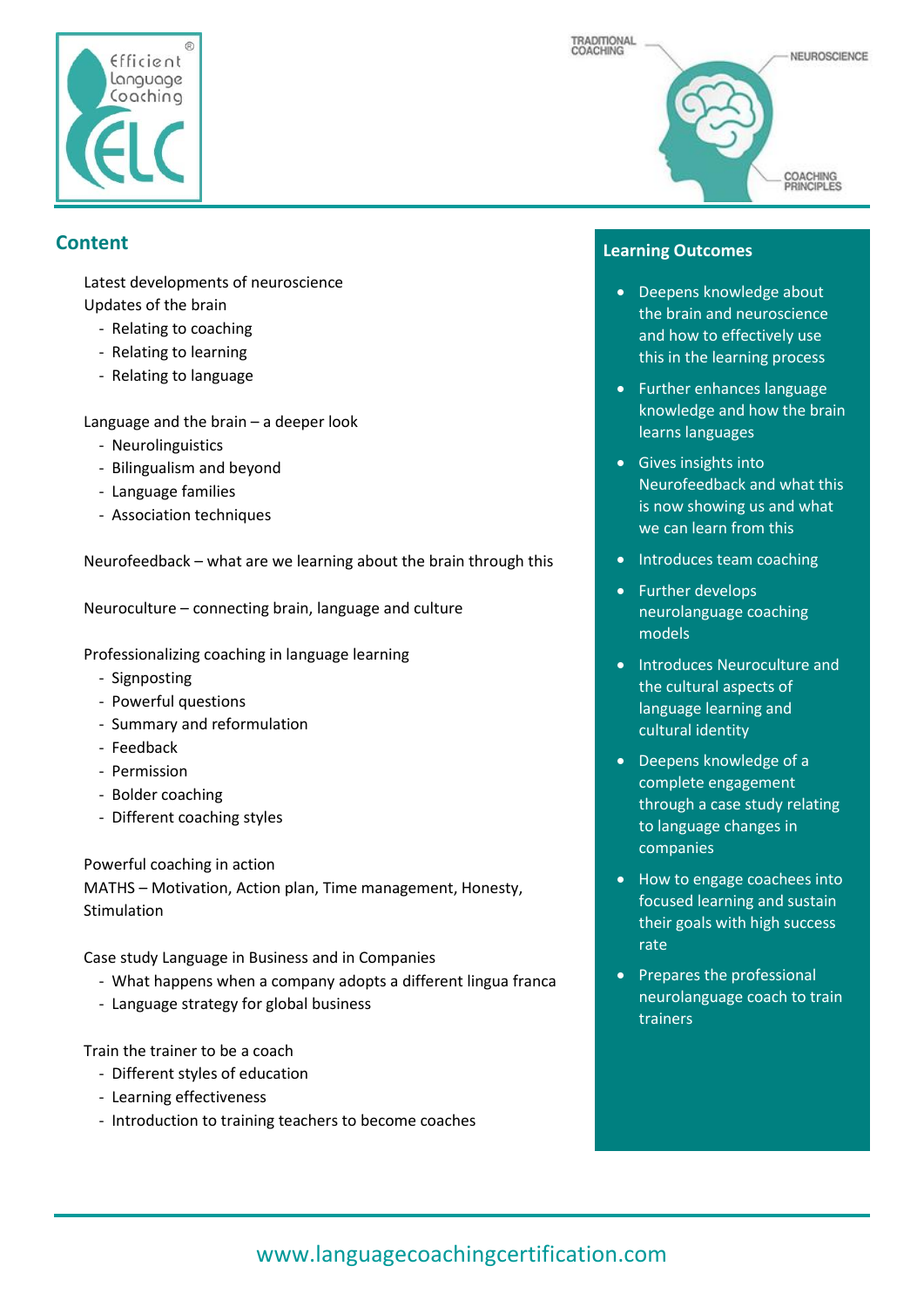## Content

Latest developments of neuroscience

Updates of the brain

- Relating to coaching
- Relating to learning
- Relating to language

Language and the brain – a deeper look

- Neurolinguistics
- Bilingualism and beyond
- Language families
- Association techniques

Neurofeedback – what are we learning about the brain through this

Neuroculture – connecting brain, language and culture

Professionalizing coaching in language learning

- Signposting
- Powerful questions
- Summary and reformulation
- Feedback
- Permission
- Bolder coaching
- Different coaching styles

Powerful coaching in action

MATHS – Motivation, Action plan, Time management, Honesty, Stimulation

Case study Language in Business and in Companies

- What happens when a company adopts a different lingua franca
- Language strategy for global business

Train the trainer to be a coach

- Different styles of education
- Learning effectiveness
- Introduction to training teachers to become coaches

## Learning Outcomes

- Deepens knowledge about the brain and neuroscience and how to effectively use this in the learning process
- Further enhances language knowledge and how the brain learns languages
- Gives insights into Neurofeedback and what this is now showing us and what we can learn from this
- Introduces team coaching
- Further develops neurolanguage coaching models
- Introduces Neuroculture and the cultural aspects of language learning and cultural identity
- Deepens knowledge of a complete engagement through a case study relating to language changes in companies
- How to engage coachees into focused learning and sustain their goals with high success rate
- Prepares the professional neurolanguage coach to train trainers

www.languagecoachingcertification.com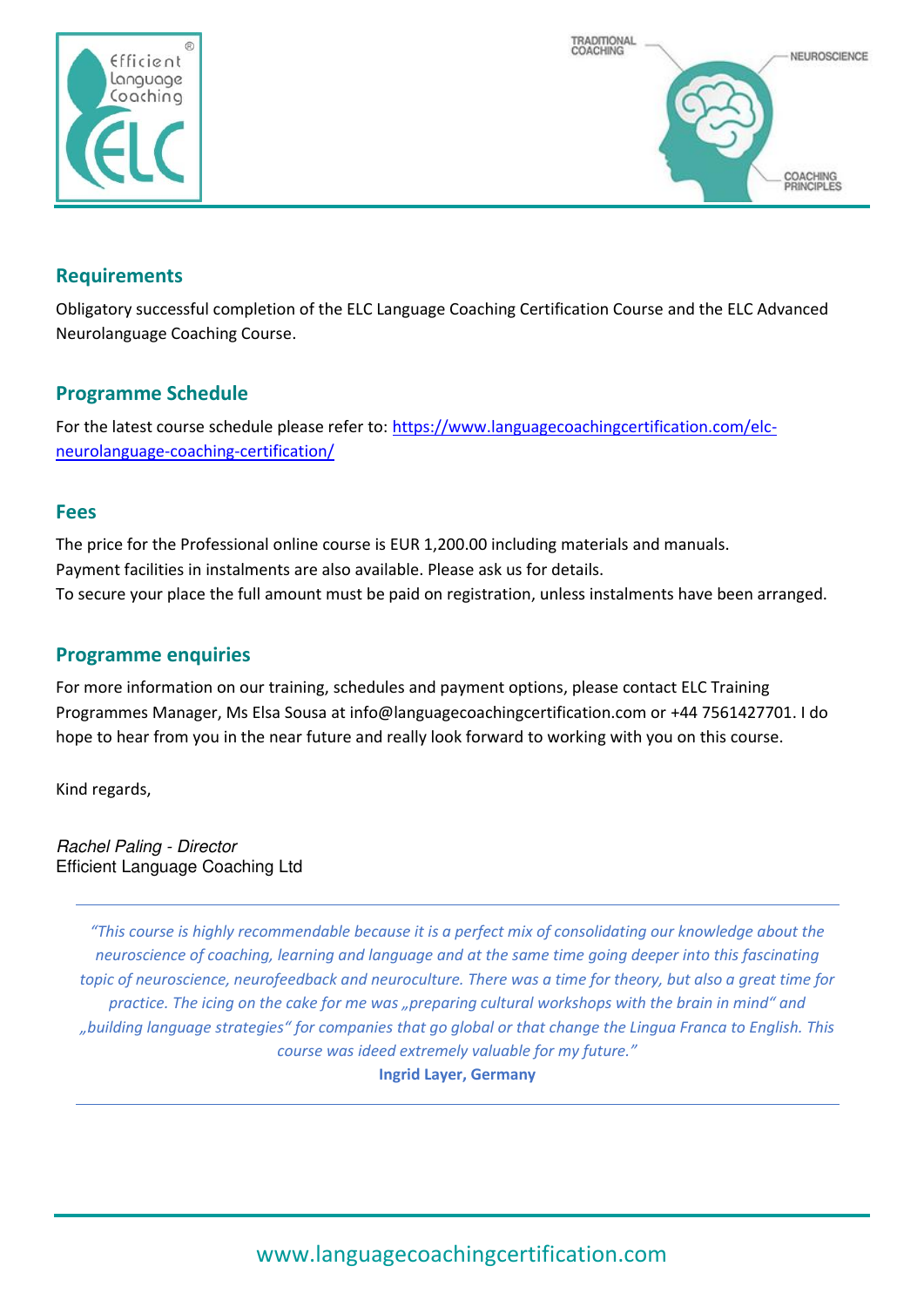## Requirements

Obligatory successful completion of the ELC Language Coaching Certification Course and the ELC Advanced Neurolanguage Coaching Course.

## Programme Schedule

For the latest course schedule please refer to: [https://www.languagecoachingcertification.com/elc-neurolanguage-coaching-certification/](https://www.languagecoachingcertification.com/elc-neurolanguage-coaching-certification/)

## Fees

The price for the Professional online course is EUR 1,200.00 including materials and manuals.
Payment facilities in instalments are also available. Please ask us for details.
To secure your place the full amount must be paid on registration, unless instalments have been arranged.

## Programme enquiries

For more information on our training, schedules and payment options, please contact ELC Training Programmes Manager, Ms Elsa Sousa at info@languagecoachingcertification.com or +44 7561427701. I do hope to hear from you in the near future and really look forward to working with you on this course.

Kind regards,

*Rachel Paling - Director*
Efficient Language Coaching Ltd

---

*"This course is highly recommendable because it is a perfect mix of consolidating our knowledge about the neuroscience of coaching, learning and language and at the same time going deeper into this fascinating topic of neuroscience, neurofeedback and neuroculture. There was a time for theory, but also a great time for practice. The icing on the cake for me was „preparing cultural workshops with the brain in mind" and „building language strategies" for companies that go global or that change the Lingua Franca to English. This course was ideed extremely valuable for my future."*

**Ingrid Layer, Germany**

---

www.languagecoachingcertification.com